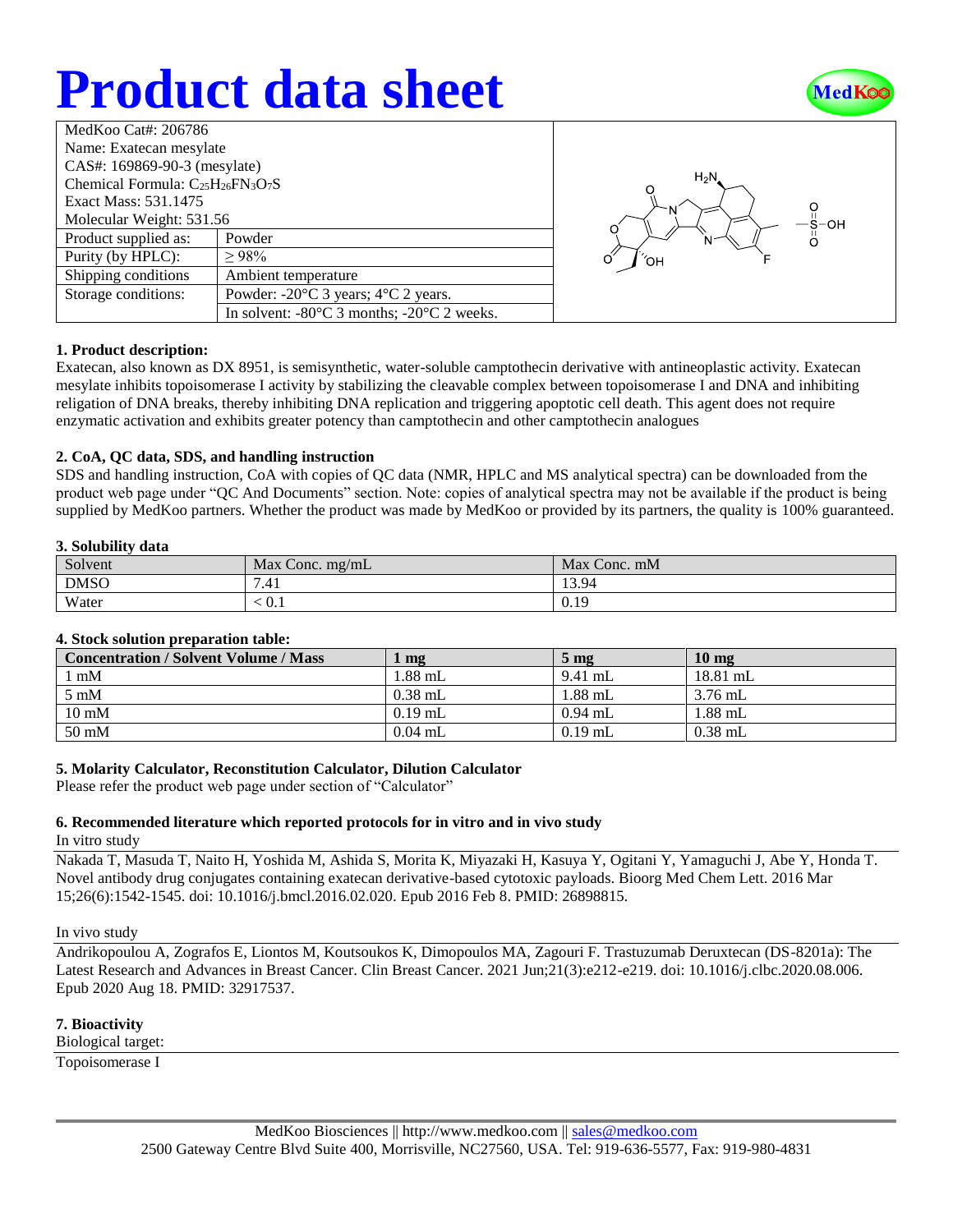# Product data sheet

| MedKoo Cat#: 206786 | |
|---|---|
| Name: Exatecan mesylate | |
| CAS#: 169869-90-3 (mesylate) | |
| Chemical Formula: $C_{25}H_{26}FN_3O_7S$ | |
| Exact Mass: 531.1475 | |
| Molecular Weight: 531.56 | |
| Product supplied as: | Powder |
| Purity (by HPLC): | ≥ 98% |
| Shipping conditions | Ambient temperature |
| Storage conditions: | Powder: -20°C 3 years; 4°C 2 years. |
| | In solvent: -80°C 3 months; -20°C 2 weeks. |

## 1. Product description:

Exatecan, also known as DX 8951, is semisynthetic, water-soluble camptothecin derivative with antineoplastic activity. Exatecan mesylate inhibits topoisomerase I activity by stabilizing the cleavable complex between topoisomerase I and DNA and inhibiting religation of DNA breaks, thereby inhibiting DNA replication and triggering apoptotic cell death. This agent does not require enzymatic activation and exhibits greater potency than camptothecin and other camptothecin analogues

## 2. CoA, QC data, SDS, and handling instruction

SDS and handling instruction, CoA with copies of QC data (NMR, HPLC and MS analytical spectra) can be downloaded from the product web page under "QC And Documents" section. Note: copies of analytical spectra may not be available if the product is being supplied by MedKoo partners. Whether the product was made by MedKoo or provided by its partners, the quality is 100% guaranteed.

## 3. Solubility data

| Solvent | Max Conc. mg/mL | Max Conc. mM |
|---|---|---|
| DMSO | 7.41 | 13.94 |
| Water | < 0.1 | 0.19 |

## 4. Stock solution preparation table:

| Concentration / Solvent Volume / Mass | 1 mg | 5 mg | 10 mg |
|---|---|---|---|
| 1 mM | 1.88 mL | 9.41 mL | 18.81 mL |
| 5 mM | 0.38 mL | 1.88 mL | 3.76 mL |
| 10 mM | 0.19 mL | 0.94 mL | 1.88 mL |
| 50 mM | 0.04 mL | 0.19 mL | 0.38 mL |

## 5. Molarity Calculator, Reconstitution Calculator, Dilution Calculator

Please refer the product web page under section of "Calculator"

## 6. Recommended literature which reported protocols for in vitro and in vivo study

In vitro study

Nakada T, Masuda T, Naito H, Yoshida M, Ashida S, Morita K, Miyazaki H, Kasuya Y, Ogitani Y, Yamaguchi J, Abe Y, Honda T. Novel antibody drug conjugates containing exatecan derivative-based cytotoxic payloads. Bioorg Med Chem Lett. 2016 Mar 15;26(6):1542-1545. doi: 10.1016/j.bmcl.2016.02.020. Epub 2016 Feb 8. PMID: 26898815.

In vivo study

Andrikopoulou A, Zografos E, Liontos M, Koutsoukos K, Dimopoulos MA, Zagouri F. Trastuzumab Deruxtecan (DS-8201a): The Latest Research and Advances in Breast Cancer. Clin Breast Cancer. 2021 Jun;21(3):e212-e219. doi: 10.1016/j.clbc.2020.08.006. Epub 2020 Aug 18. PMID: 32917537.

## 7. Bioactivity

Biological target:

Topoisomerase I

MedKoo Biosciences || http://www.medkoo.com || sales@medkoo.com
2500 Gateway Centre Blvd Suite 400, Morrisville, NC27560, USA. Tel: 919-636-5577, Fax: 919-980-4831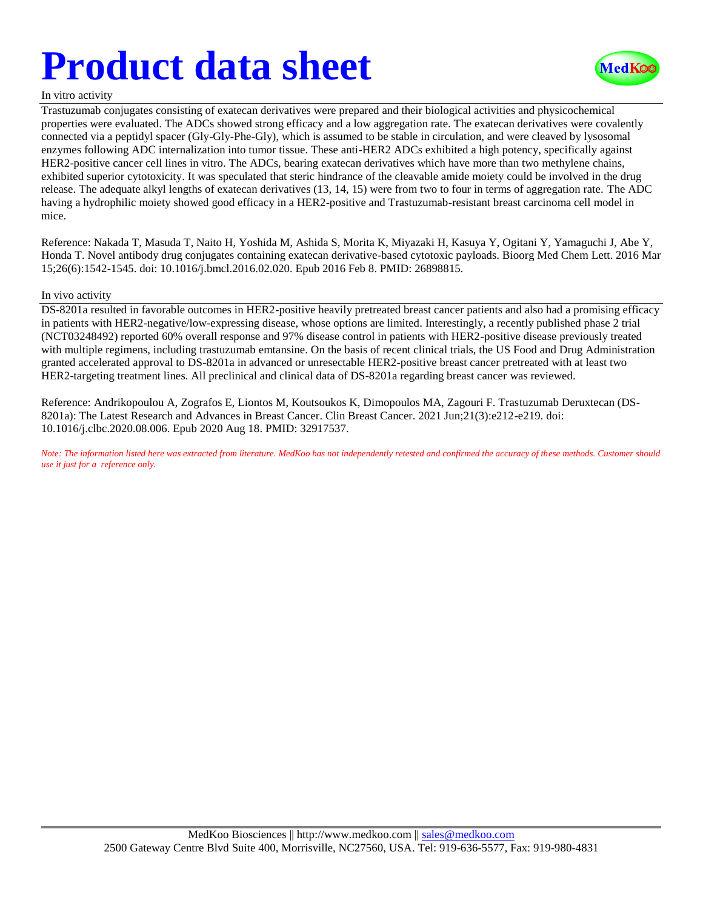# Product data sheet

In vitro activity

Trastuzumab conjugates consisting of exatecan derivatives were prepared and their biological activities and physicochemical properties were evaluated. The ADCs showed strong efficacy and a low aggregation rate. The exatecan derivatives were covalently connected via a peptidyl spacer (Gly-Gly-Phe-Gly), which is assumed to be stable in circulation, and were cleaved by lysosomal enzymes following ADC internalization into tumor tissue. These anti-HER2 ADCs exhibited a high potency, specifically against HER2-positive cancer cell lines in vitro. The ADCs, bearing exatecan derivatives which have more than two methylene chains, exhibited superior cytotoxicity. It was speculated that steric hindrance of the cleavable amide moiety could be involved in the drug release. The adequate alkyl lengths of exatecan derivatives (13, 14, 15) were from two to four in terms of aggregation rate. The ADC having a hydrophilic moiety showed good efficacy in a HER2-positive and Trastuzumab-resistant breast carcinoma cell model in mice.

Reference: Nakada T, Masuda T, Naito H, Yoshida M, Ashida S, Morita K, Miyazaki H, Kasuya Y, Ogitani Y, Yamaguchi J, Abe Y, Honda T. Novel antibody drug conjugates containing exatecan derivative-based cytotoxic payloads. Bioorg Med Chem Lett. 2016 Mar 15;26(6):1542-1545. doi: 10.1016/j.bmcl.2016.02.020. Epub 2016 Feb 8. PMID: 26898815.

In vivo activity

DS-8201a resulted in favorable outcomes in HER2-positive heavily pretreated breast cancer patients and also had a promising efficacy in patients with HER2-negative/low-expressing disease, whose options are limited. Interestingly, a recently published phase 2 trial (NCT03248492) reported 60% overall response and 97% disease control in patients with HER2-positive disease previously treated with multiple regimens, including trastuzumab emtansine. On the basis of recent clinical trials, the US Food and Drug Administration granted accelerated approval to DS-8201a in advanced or unresectable HER2-positive breast cancer pretreated with at least two HER2-targeting treatment lines. All preclinical and clinical data of DS-8201a regarding breast cancer was reviewed.

Reference: Andrikopoulou A, Zografos E, Liontos M, Koutsoukos K, Dimopoulos MA, Zagouri F. Trastuzumab Deruxtecan (DS-8201a): The Latest Research and Advances in Breast Cancer. Clin Breast Cancer. 2021 Jun;21(3):e212-e219. doi: 10.1016/j.clbc.2020.08.006. Epub 2020 Aug 18. PMID: 32917537.

*Note: The information listed here was extracted from literature. MedKoo has not independently retested and confirmed the accuracy of these methods. Customer should use it just for a reference only.*

MedKoo Biosciences || http://www.medkoo.com || sales@medkoo.com
2500 Gateway Centre Blvd Suite 400, Morrisville, NC27560, USA. Tel: 919-636-5577, Fax: 919-980-4831